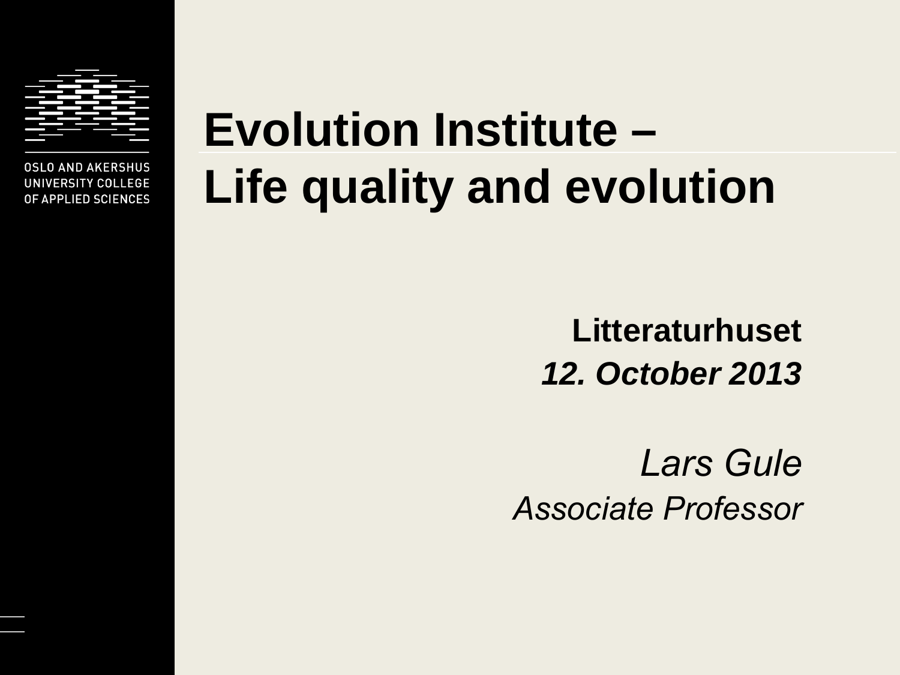OSLO AND AKERSHUS UNIVERSITY COLLEGE OF APPLIED SCIENCES

# Evolution Institute – Life quality and evolution

**Litteraturhuset**

***12. October 2013***

*Lars Gule*

*Associate Professor*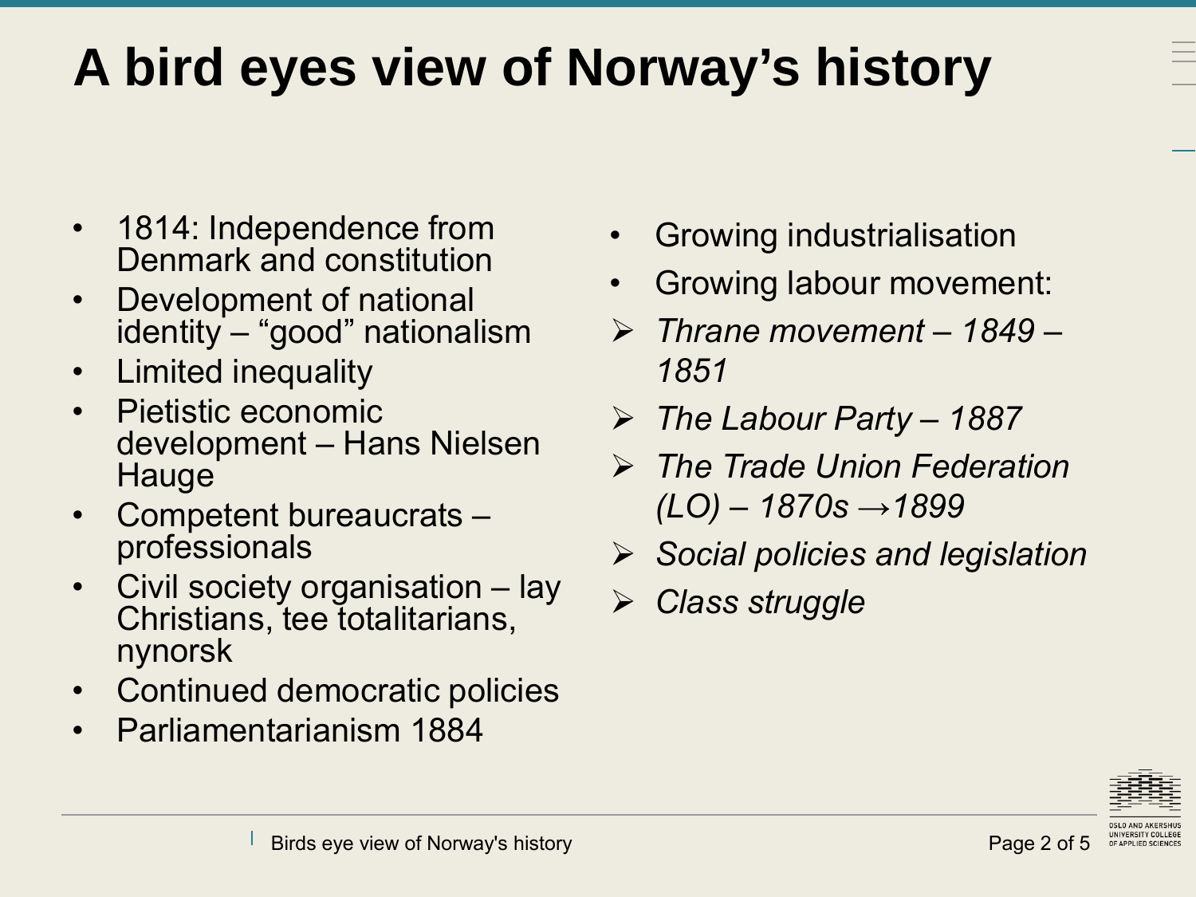# A bird eyes view of Norway’s history

- 1814: Independence from Denmark and constitution
- Development of national identity – “good” nationalism
- Limited inequality
- Pietistic economic development – Hans Nielsen Hauge
- Competent bureaucrats – professionals
- Civil society organisation – lay Christians, tee totalitarians, nynorsk
- Continued democratic policies
- Parliamentarianism 1884

- Growing industrialisation
- Growing labour movement:
  - *Thrane movement – 1849 – 1851*
  - *The Labour Party – 1887*
  - *The Trade Union Federation (LO) – 1870s →1899*
  - *Social policies and legislation*
  - *Class struggle*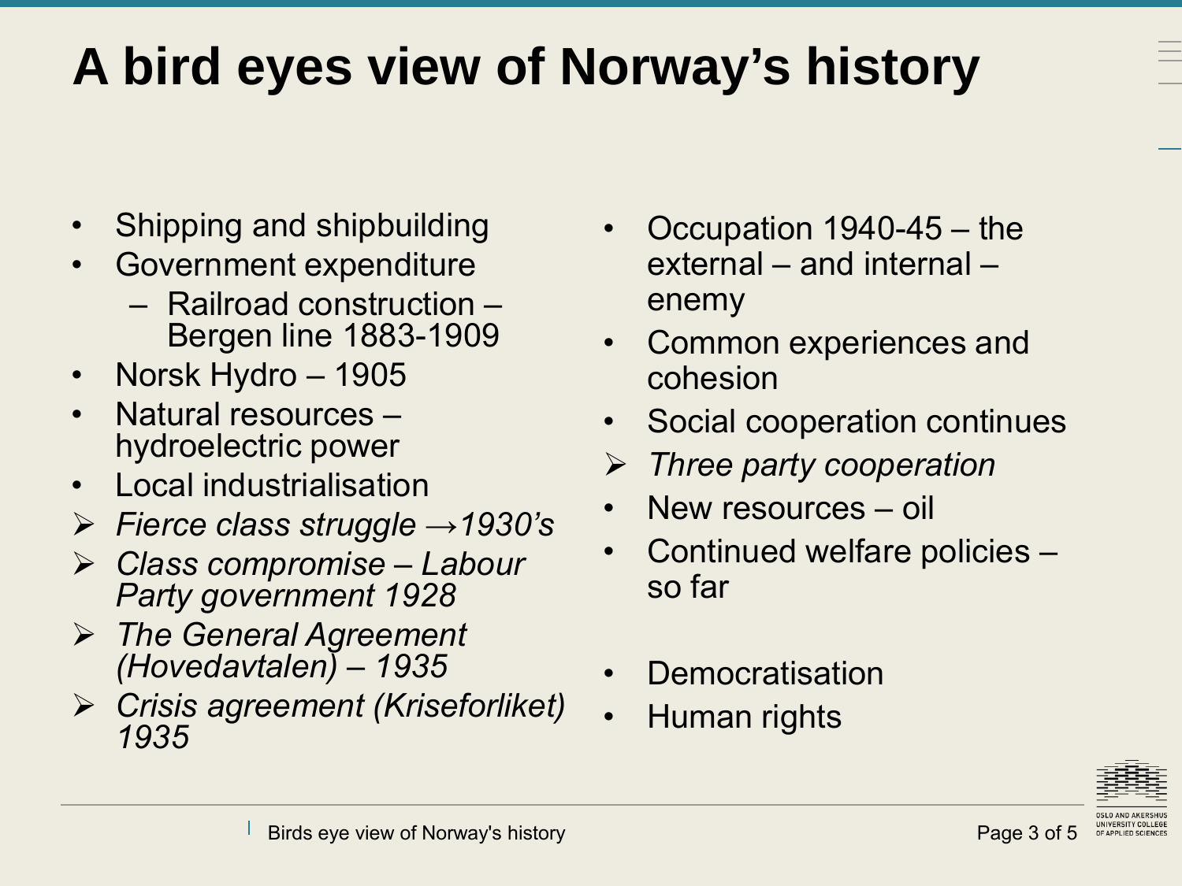# A bird eyes view of Norway's history

- Shipping and shipbuilding
- Government expenditure
  - Railroad construction – Bergen line 1883-1909
- Norsk Hydro – 1905
- Natural resources – hydroelectric power
- Local industrialisation
- *Fierce class struggle →1930's*
- *Class compromise – Labour Party government 1928*
- *The General Agreement (Hovedavtalen) – 1935*
- *Crisis agreement (Kriseforliket) 1935*

- Occupation 1940-45 – the external – and internal – enemy
- Common experiences and cohesion
- Social cooperation continues
- *Three party cooperation*
- New resources – oil
- Continued welfare policies – so far

- Democratisation
- Human rights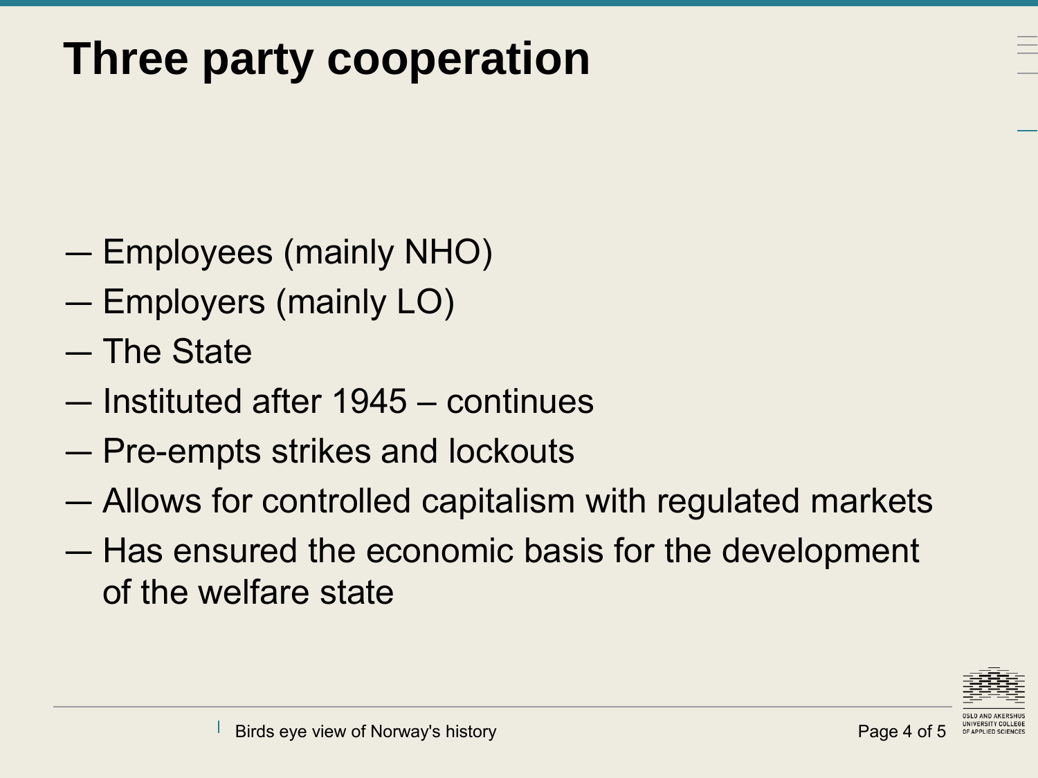# Three party cooperation

- Employees (mainly NHO)
- Employers (mainly LO)
- The State
- Instituted after 1945 – continues
- Pre-empts strikes and lockouts
- Allows for controlled capitalism with regulated markets
- Has ensured the economic basis for the development of the welfare state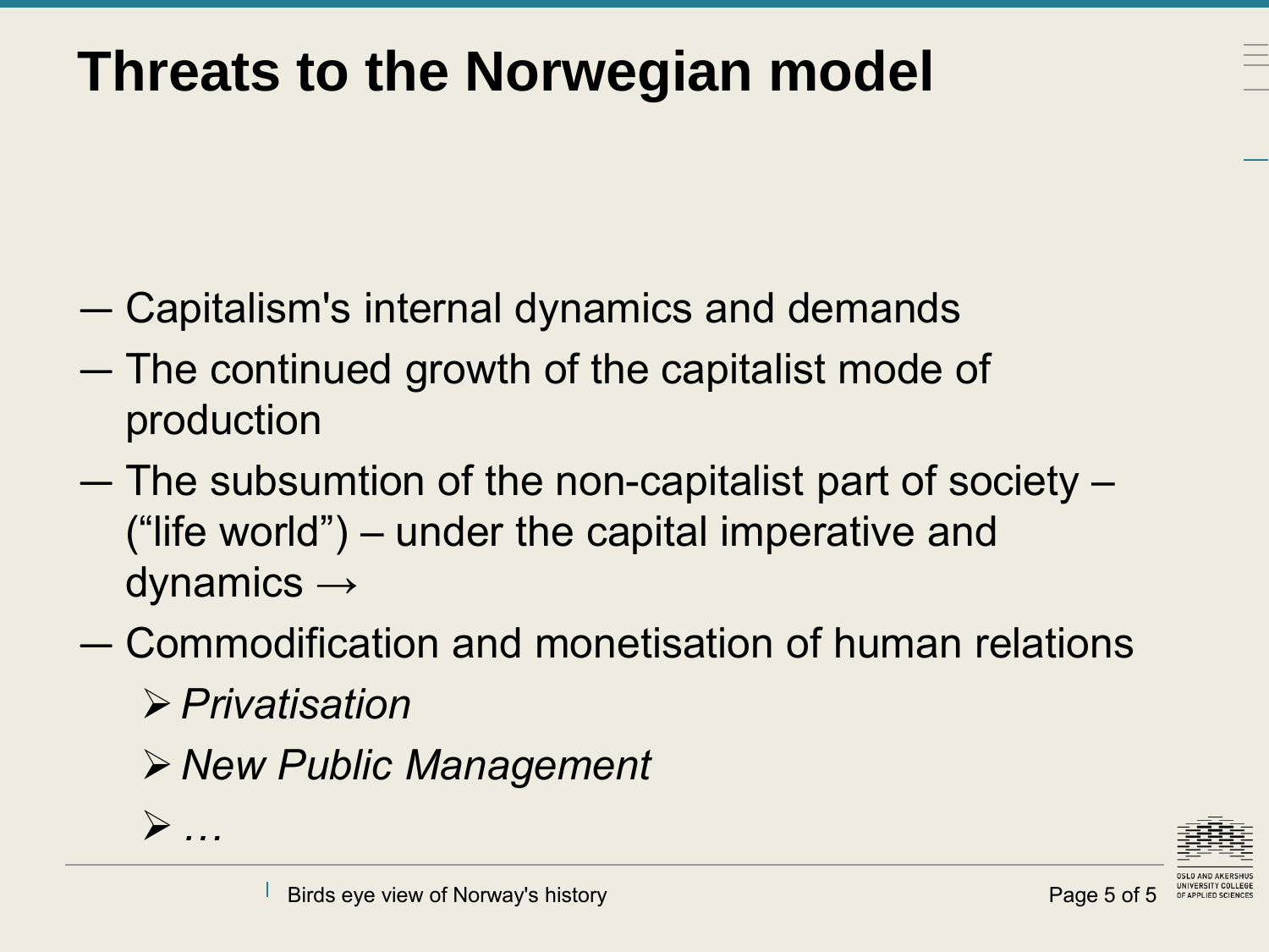# Threats to the Norwegian model

- Capitalism's internal dynamics and demands
- The continued growth of the capitalist mode of production
- The subsumtion of the non-capitalist part of society – ("life world") – under the capital imperative and dynamics →
- Commodification and monetisation of human relations
  - *Privatisation*
  - *New Public Management*
  - *…*